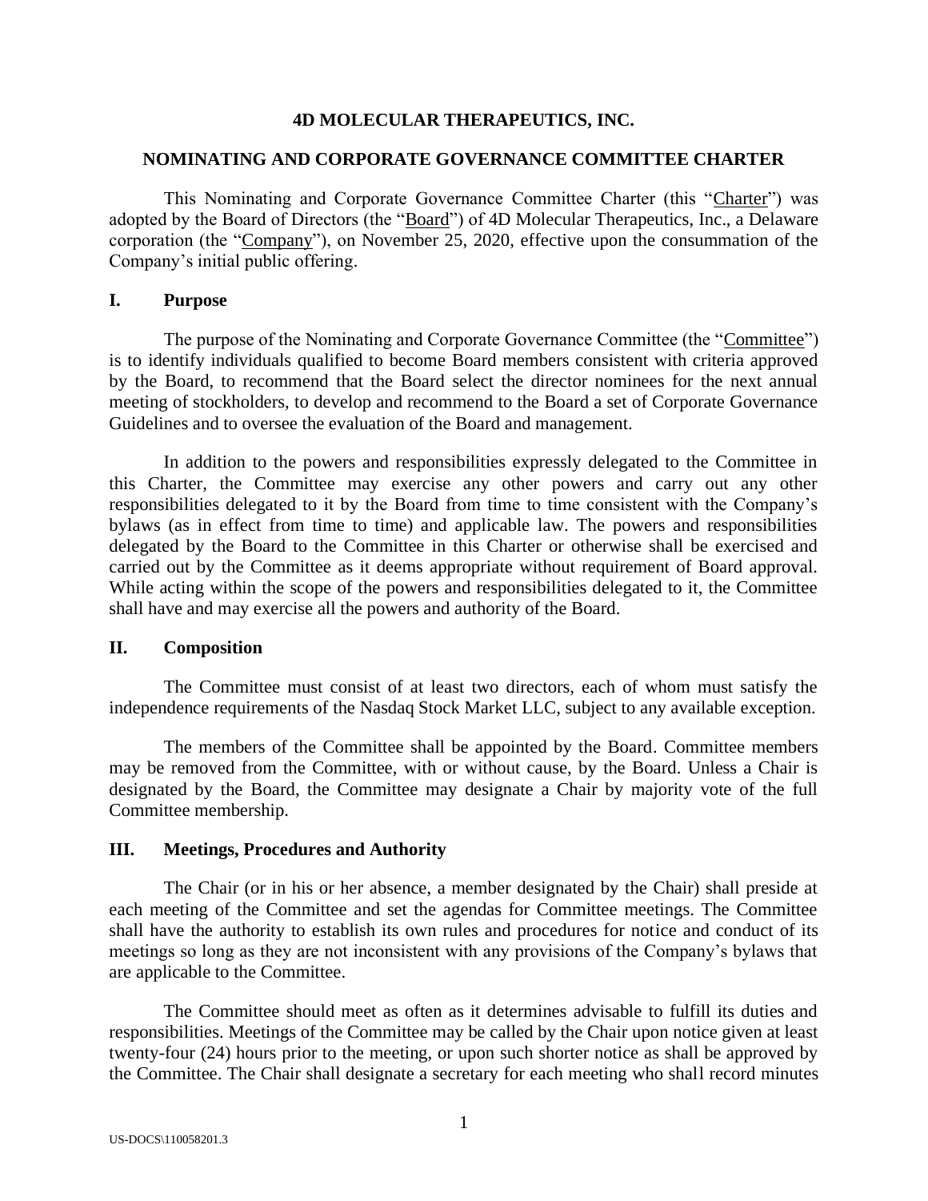# 4D MOLECULAR THERAPEUTICS, INC.

## NOMINATING AND CORPORATE GOVERNANCE COMMITTEE CHARTER

This Nominating and Corporate Governance Committee Charter (this "Charter") was adopted by the Board of Directors (the "Board") of 4D Molecular Therapeutics, Inc., a Delaware corporation (the "Company"), on November 25, 2020, effective upon the consummation of the Company's initial public offering.

### I. Purpose

The purpose of the Nominating and Corporate Governance Committee (the "Committee") is to identify individuals qualified to become Board members consistent with criteria approved by the Board, to recommend that the Board select the director nominees for the next annual meeting of stockholders, to develop and recommend to the Board a set of Corporate Governance Guidelines and to oversee the evaluation of the Board and management.

In addition to the powers and responsibilities expressly delegated to the Committee in this Charter, the Committee may exercise any other powers and carry out any other responsibilities delegated to it by the Board from time to time consistent with the Company's bylaws (as in effect from time to time) and applicable law. The powers and responsibilities delegated by the Board to the Committee in this Charter or otherwise shall be exercised and carried out by the Committee as it deems appropriate without requirement of Board approval. While acting within the scope of the powers and responsibilities delegated to it, the Committee shall have and may exercise all the powers and authority of the Board.

### II. Composition

The Committee must consist of at least two directors, each of whom must satisfy the independence requirements of the Nasdaq Stock Market LLC, subject to any available exception.

The members of the Committee shall be appointed by the Board. Committee members may be removed from the Committee, with or without cause, by the Board. Unless a Chair is designated by the Board, the Committee may designate a Chair by majority vote of the full Committee membership.

### III. Meetings, Procedures and Authority

The Chair (or in his or her absence, a member designated by the Chair) shall preside at each meeting of the Committee and set the agendas for Committee meetings. The Committee shall have the authority to establish its own rules and procedures for notice and conduct of its meetings so long as they are not inconsistent with any provisions of the Company's bylaws that are applicable to the Committee.

The Committee should meet as often as it determines advisable to fulfill its duties and responsibilities. Meetings of the Committee may be called by the Chair upon notice given at least twenty-four (24) hours prior to the meeting, or upon such shorter notice as shall be approved by the Committee. The Chair shall designate a secretary for each meeting who shall record minutes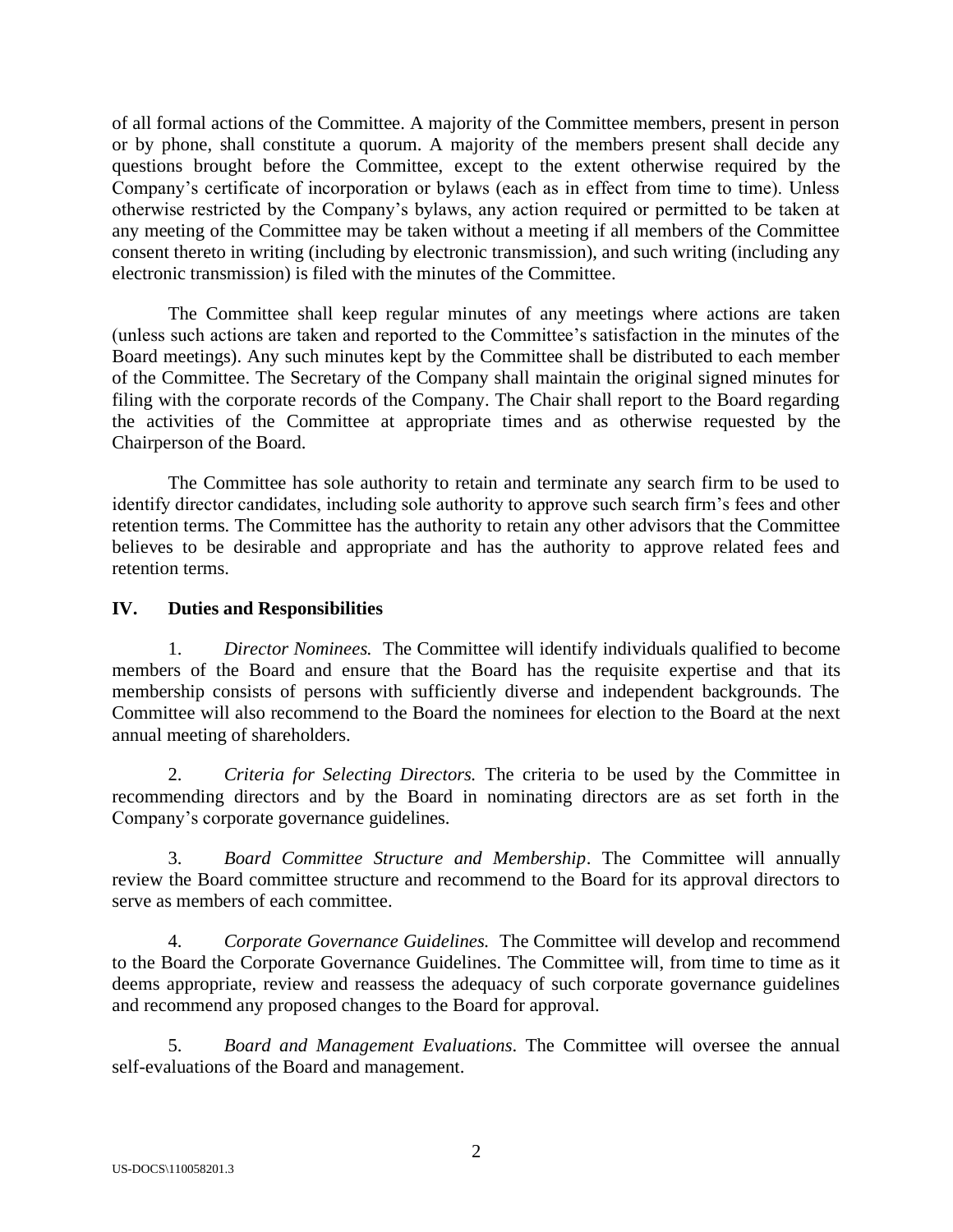of all formal actions of the Committee. A majority of the Committee members, present in person or by phone, shall constitute a quorum. A majority of the members present shall decide any questions brought before the Committee, except to the extent otherwise required by the Company's certificate of incorporation or bylaws (each as in effect from time to time). Unless otherwise restricted by the Company's bylaws, any action required or permitted to be taken at any meeting of the Committee may be taken without a meeting if all members of the Committee consent thereto in writing (including by electronic transmission), and such writing (including any electronic transmission) is filed with the minutes of the Committee.

The Committee shall keep regular minutes of any meetings where actions are taken (unless such actions are taken and reported to the Committee's satisfaction in the minutes of the Board meetings). Any such minutes kept by the Committee shall be distributed to each member of the Committee. The Secretary of the Company shall maintain the original signed minutes for filing with the corporate records of the Company. The Chair shall report to the Board regarding the activities of the Committee at appropriate times and as otherwise requested by the Chairperson of the Board.

The Committee has sole authority to retain and terminate any search firm to be used to identify director candidates, including sole authority to approve such search firm's fees and other retention terms. The Committee has the authority to retain any other advisors that the Committee believes to be desirable and appropriate and has the authority to approve related fees and retention terms.

## IV. Duties and Responsibilities

1. *Director Nominees.* The Committee will identify individuals qualified to become members of the Board and ensure that the Board has the requisite expertise and that its membership consists of persons with sufficiently diverse and independent backgrounds. The Committee will also recommend to the Board the nominees for election to the Board at the next annual meeting of shareholders.

2. *Criteria for Selecting Directors.* The criteria to be used by the Committee in recommending directors and by the Board in nominating directors are as set forth in the Company's corporate governance guidelines.

3. *Board Committee Structure and Membership*. The Committee will annually review the Board committee structure and recommend to the Board for its approval directors to serve as members of each committee.

4. *Corporate Governance Guidelines.* The Committee will develop and recommend to the Board the Corporate Governance Guidelines. The Committee will, from time to time as it deems appropriate, review and reassess the adequacy of such corporate governance guidelines and recommend any proposed changes to the Board for approval.

5. *Board and Management Evaluations*. The Committee will oversee the annual self-evaluations of the Board and management.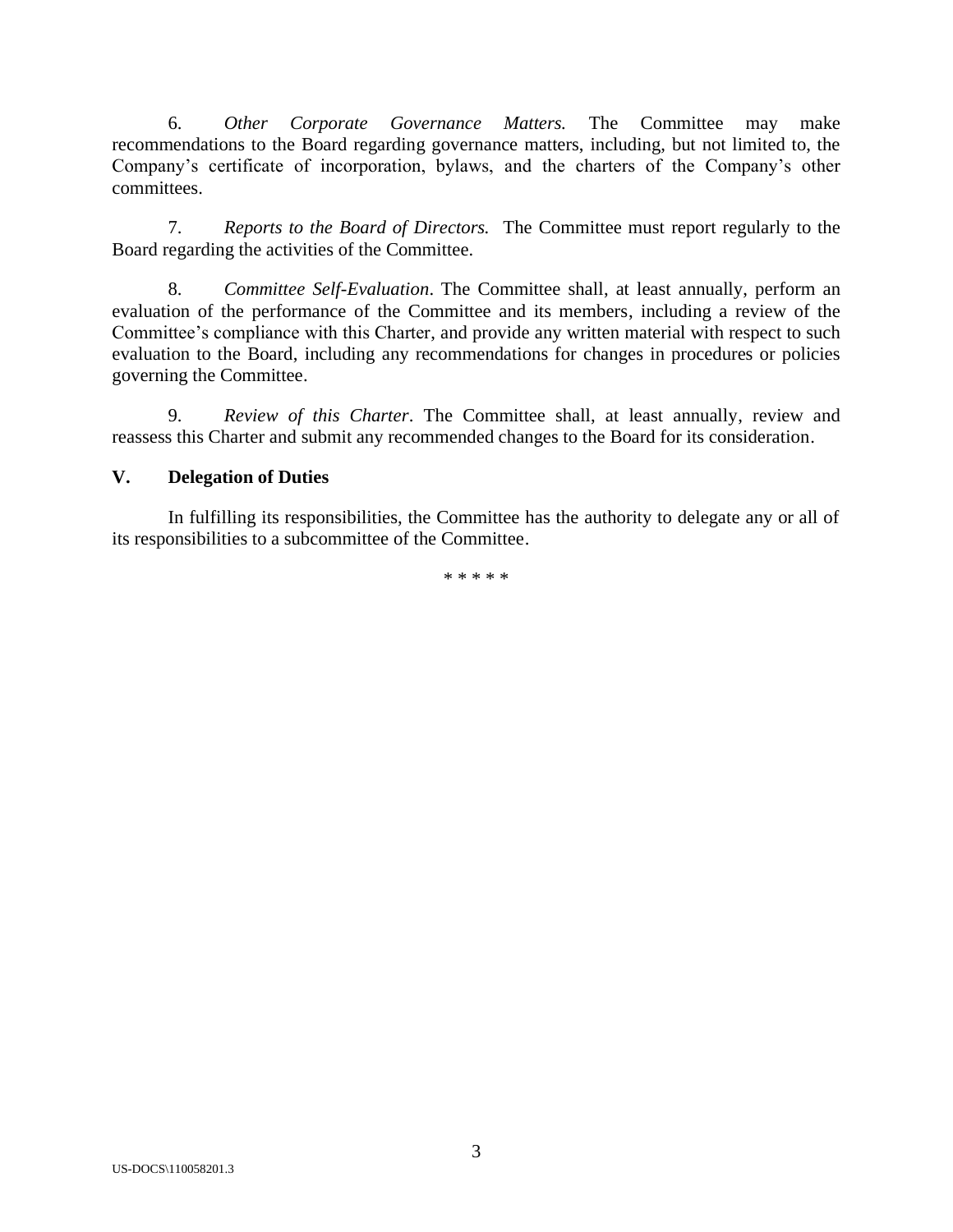6. *Other Corporate Governance Matters.* The Committee may make recommendations to the Board regarding governance matters, including, but not limited to, the Company's certificate of incorporation, bylaws, and the charters of the Company's other committees.

7. *Reports to the Board of Directors.* The Committee must report regularly to the Board regarding the activities of the Committee.

8. *Committee Self-Evaluation*. The Committee shall, at least annually, perform an evaluation of the performance of the Committee and its members, including a review of the Committee's compliance with this Charter, and provide any written material with respect to such evaluation to the Board, including any recommendations for changes in procedures or policies governing the Committee.

9. *Review of this Charter*. The Committee shall, at least annually, review and reassess this Charter and submit any recommended changes to the Board for its consideration.

## V. Delegation of Duties

In fulfilling its responsibilities, the Committee has the authority to delegate any or all of its responsibilities to a subcommittee of the Committee.

\* \* \* \* \*

US-DOCS\110058201.3